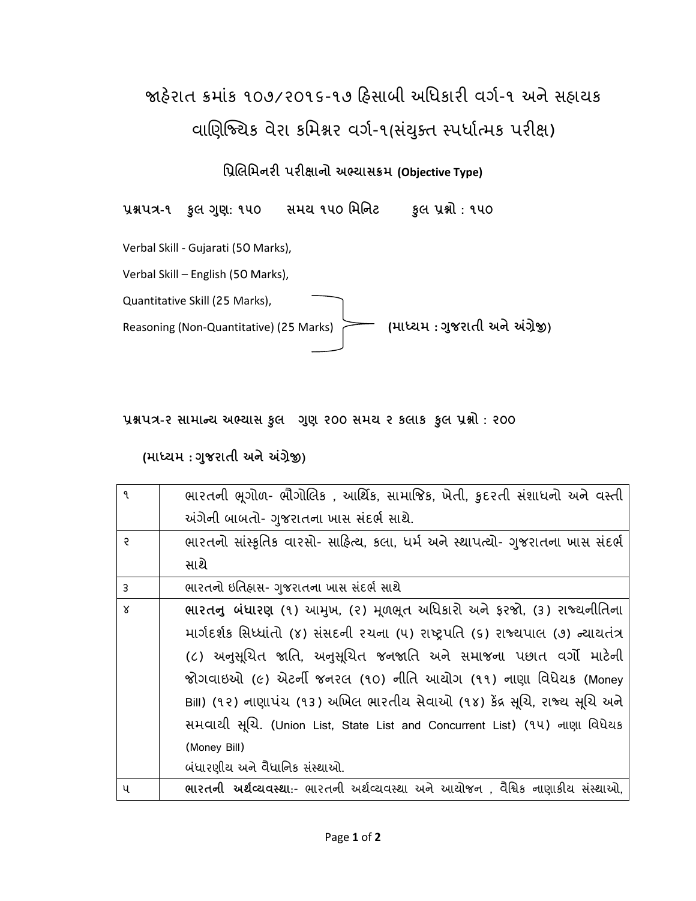# જાહેરાત ક્રમાંક ૧૦૭/૨૦૧૬-૧૭ હિસાબી અધિકારી વર્ગ-૧ અને સહાયક વાણિજ્યિક વેરા કમિશ્નર વર્ગ-૧(સંયુક્ત સ્પર્ધાત્મક પરીક્ષ)

### પ્રિલિમિનરી પરીક્ષાનો અભ્યાસક્રમ (Objective Type)

**પ્રશ્નપત્ર-૧ કુલ ગુણ: ૧૫૦ સમય ૧૫૦ મિનિટ કુલ પ્રશ્નો : ૧૫૦**

Verbal Skill - Gujarati (50 Marks),

Verbal Skill – English (50 Marks),

Quantitative Skill (25 Marks),

Reasoning (Non-Quantitative) (25 Marks)

**(માધ્યમ : ગુજરાતી અને અંગ્રેજી)** (Quantitative Skill and Reasoning)

**પ્રશ્નપત્ર-૨ સામાન્ય અભ્યાસ કુલ ગુણ ૨૦૦ સમય ૨ કલાક કુલ પ્રશ્નો : ૨૦૦**

**(માધ્યમ : ગુજરાતી અને અંગ્રેજી)**

| | |
|---|---|
| ૧ | ભારતની ભૂગોળ- ભૌગોલિક , આર્થિક, સામાજિક, ખેતી, કુદરતી સંશાધનો અને વસ્તી અંગેની બાબતો- ગુજરાતના ખાસ સંદર્ભ સાથે. |
| ૨ | ભારતનો સાંસ્કૃતિક વારસો- સાહિત્ય, કલા, ધર્મ અને સ્થાપત્યો- ગુજરાતના ખાસ સંદર્ભ સાથે |
| ૩ | ભારતનો ઇતિહાસ- ગુજરાતના ખાસ સંદર્ભ સાથે |
| ૪ | **ભારતનુ બંધારણ** (૧) આમુખ, (૨) મૂળભૂત અધિકારો અને ફરજો, (૩) રાજ્યનીતિના માર્ગદર્શક સિધ્ધાંતો (૪) સંસદની રચના (૫) રાષ્ટ્રપતિ (૬) રાજ્યપાલ (૭) ન્યાયતંત્ર (૮) અનુસૂચિત જાતિ, અનુસૂચિત જનજાતિ અને સમાજના પછાત વર્ગો માટેની જોગવાઇઓ (૯) એટર્ની જનરલ (૧૦) નીતિ આયોગ (૧૧) નાણા વિધેયક (Money Bill) (૧૨) નાણાપંચ (૧૩) અખિલ ભારતીય સેવાઓ (૧૪) કેંદ્ર સૂચિ, રાજ્ય સૂચિ અને સમવાયી સૂચિ. (Union List, State List and Concurrent List) (૧૫) નાણા વિધેયક (Money Bill)<br>બંધારણીય અને વૈધાનિક સંસ્થાઓ. |
| ૫ | **ભારતની અર્થવ્યવસ્થા**:- ભારતની અર્થવ્યવસ્થા અને આયોજન , વૈશ્વિક નાણાકીય સંસ્થાઓ, |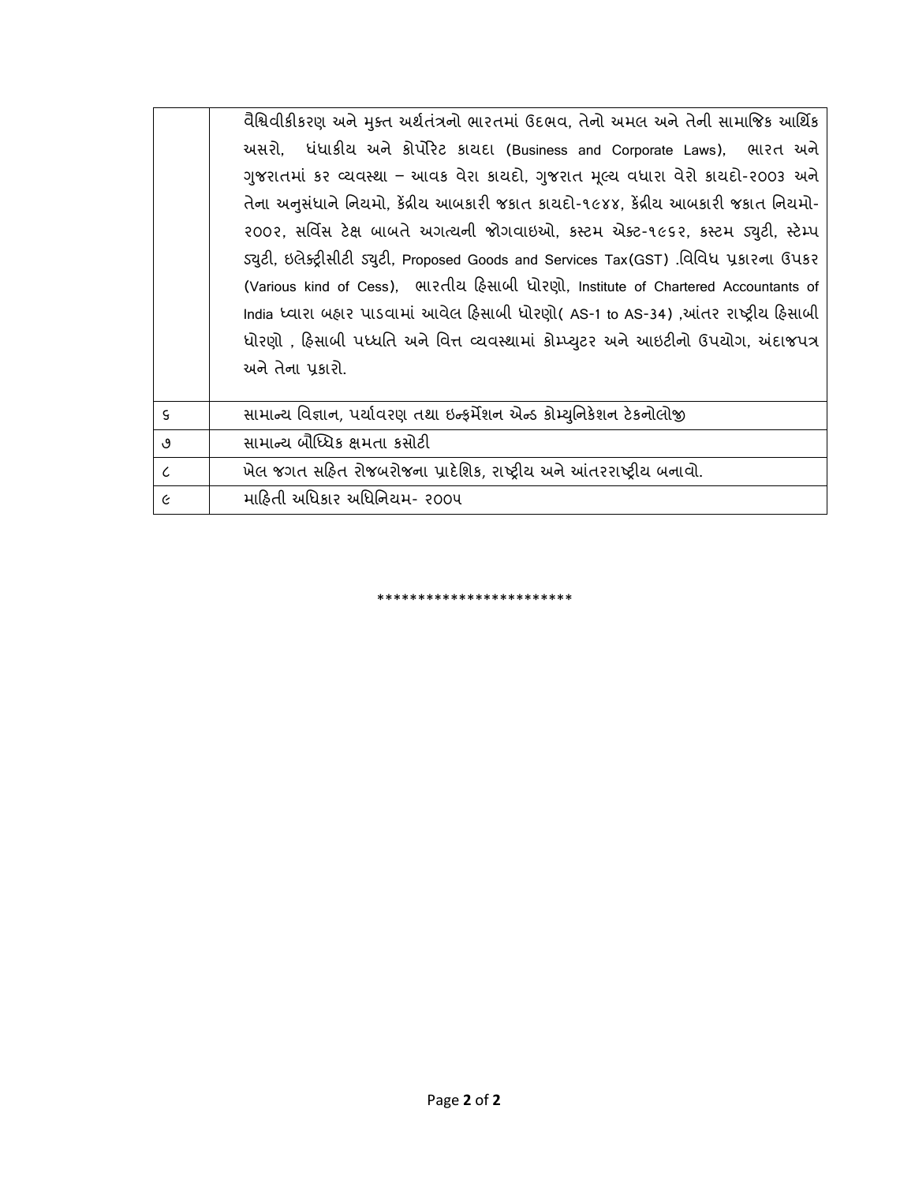|   |   |
|---|---|
|   | વૈશ્વિકીકરણ અને મુક્ત અર્થતંત્રનો ભારતમાં ઉદભવ, તેનો અમલ અને તેની સામાજિક આર્થિક અસરો, ધંધાકીય અને કોર્પોરેટ કાયદા (Business and Corporate Laws), ભારત અને ગુજરાતમાં કર વ્યવસ્થા – આવક વેરા કાયદો, ગુજરાત મૂલ્ય વધારા વેરો કાયદો-૨003 અને તેના અનુસંધાને નિયમો, કેંદ્રીય આબકારી જકાત કાયદો-૧૯૪૪, કેંદ્રીય આબકારી જકાત નિયમો-૨૦૦૨, સર્વિસ ટેક્ષ બાબતે અગત્યની જોગવાઇઓ, કસ્ટમ એક્ટ-૧૯૬૨, કસ્ટમ ડ્યુટી, સ્ટેમ્પ ડ્યુટી, ઇલેક્ટ્રીસીટી ડ્યુટી, Proposed Goods and Services Tax(GST) .વિવિધ પ્રકારના ઉપકર (Various kind of Cess), ભારતીય હિસાબી ધોરણો, Institute of Chartered Accountants of India ધ્વારા બહાર પાડવામાં આવેલ હિસાબી ધોરણો( AS-1 to AS-34) ,આંતર રાષ્ટ્રીય હિસાબી ધોરણો , હિસાબી પધ્ધતિ અને વિત્ત વ્યવસ્થામાં કોમ્પ્યુટર અને આઇટીનો ઉપયોગ, અંદાજપત્ર અને તેના પ્રકારો. |
| ૬ | સામાન્ય વિજ્ઞાન, પર્યાવરણ તથા ઇન્ફર્મેશન એન્ડ કોમ્યુનિકેશન ટેકનોલોજી |
| ૭ | સામાન્ય બૌધ્ધિક ક્ષમતા કસોટી |
| ૮ | ખેલ જગત સહિત રોજબરોજના પ્રાદેશિક, રાષ્ટ્રીય અને આંતરરાષ્ટ્રીય બનાવો. |
| ૯ | માહિતી અધિકાર અધિનિયમ- ૨૦૦૫ |

***********************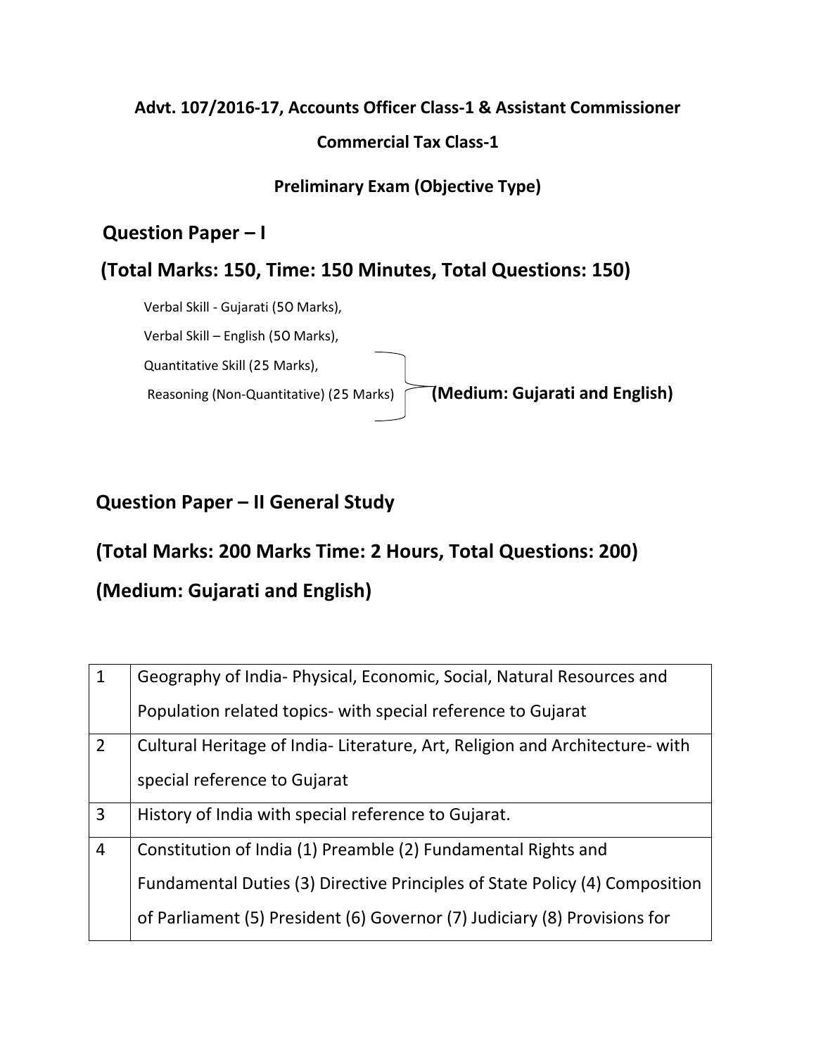**Advt. 107/2016-17, Accounts Officer Class-1 & Assistant Commissioner**

**Commercial Tax Class-1**

**Preliminary Exam (Objective Type)**

## Question Paper – I

## (Total Marks: 150, Time: 150 Minutes, Total Questions: 150)

Verbal Skill - Gujarati (50 Marks),

Verbal Skill – English (50 Marks),

Quantitative Skill (25 Marks),

Reasoning (Non-Quantitative) (25 Marks) **(Medium: Gujarati and English)**

## Question Paper – II General Study

## (Total Marks: 200 Marks Time: 2 Hours, Total Questions: 200)

## (Medium: Gujarati and English)

| | |
|---|---|
| 1 | Geography of India- Physical, Economic, Social, Natural Resources and Population related topics- with special reference to Gujarat |
| 2 | Cultural Heritage of India- Literature, Art, Religion and Architecture- with special reference to Gujarat |
| 3 | History of India with special reference to Gujarat. |
| 4 | Constitution of India (1) Preamble (2) Fundamental Rights and Fundamental Duties (3) Directive Principles of State Policy (4) Composition of Parliament (5) President (6) Governor (7) Judiciary (8) Provisions for |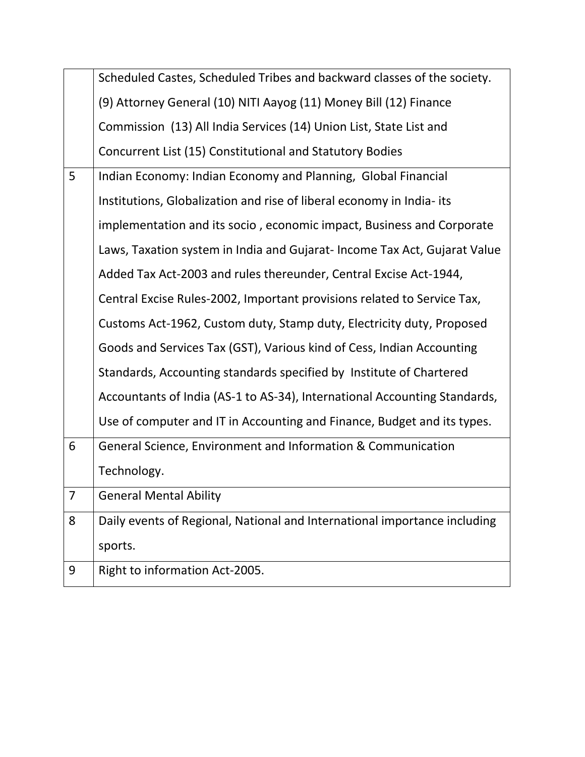| | |
|---|---|
| | Scheduled Castes, Scheduled Tribes and backward classes of the society. (9) Attorney General (10) NITI Aayog (11) Money Bill (12) Finance Commission (13) All India Services (14) Union List, State List and Concurrent List (15) Constitutional and Statutory Bodies |
| 5 | Indian Economy: Indian Economy and Planning, Global Financial Institutions, Globalization and rise of liberal economy in India- its implementation and its socio , economic impact, Business and Corporate Laws, Taxation system in India and Gujarat- Income Tax Act, Gujarat Value Added Tax Act-2003 and rules thereunder, Central Excise Act-1944, Central Excise Rules-2002, Important provisions related to Service Tax, Customs Act-1962, Custom duty, Stamp duty, Electricity duty, Proposed Goods and Services Tax (GST), Various kind of Cess, Indian Accounting Standards, Accounting standards specified by Institute of Chartered Accountants of India (AS-1 to AS-34), International Accounting Standards, Use of computer and IT in Accounting and Finance, Budget and its types. |
| 6 | General Science, Environment and Information & Communication Technology. |
| 7 | General Mental Ability |
| 8 | Daily events of Regional, National and International importance including sports. |
| 9 | Right to information Act-2005. |